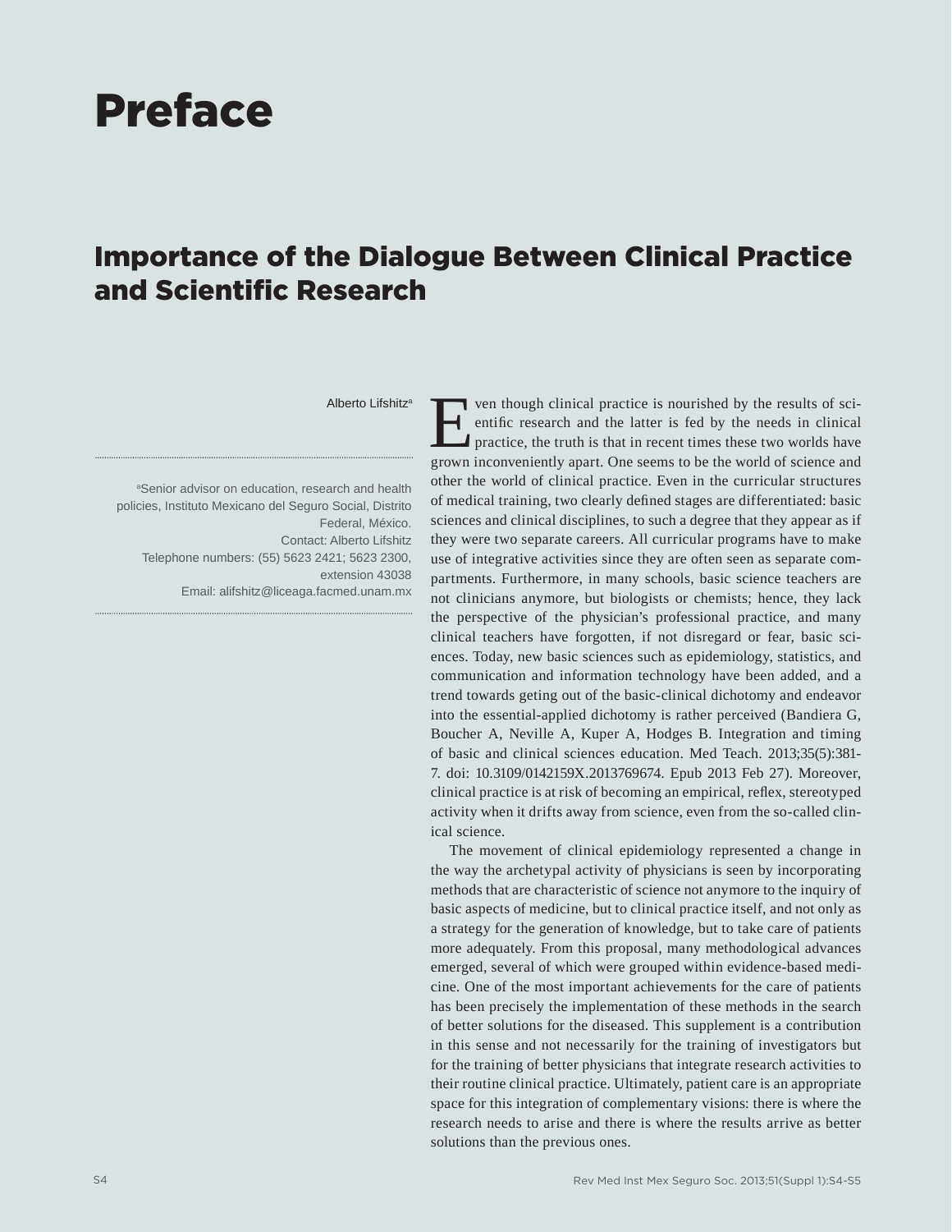# Preface

## Importance of the Dialogue Between Clinical Practice and Scientific Research

Alberto Lifshitz[a]

[a]Senior advisor on education, research and health policies, Instituto Mexicano del Seguro Social, Distrito Federal, México.
Contact: Alberto Lifshitz
Telephone numbers: (55) 5623 2421; 5623 2300, extension 43038
Email: alifshitz@liceaga.facmed.unam.mx

Even though clinical practice is nourished by the results of scientific research and the latter is fed by the needs in clinical practice, the truth is that in recent times these two worlds have grown inconveniently apart. One seems to be the world of science and other the world of clinical practice. Even in the curricular structures of medical training, two clearly defined stages are differentiated: basic sciences and clinical disciplines, to such a degree that they appear as if they were two separate careers. All curricular programs have to make use of integrative activities since they are often seen as separate compartments. Furthermore, in many schools, basic science teachers are not clinicians anymore, but biologists or chemists; hence, they lack the perspective of the physician's professional practice, and many clinical teachers have forgotten, if not disregard or fear, basic sciences. Today, new basic sciences such as epidemiology, statistics, and communication and information technology have been added, and a trend towards geting out of the basic-clinical dichotomy and endeavor into the essential-applied dichotomy is rather perceived (Bandiera G, Boucher A, Neville A, Kuper A, Hodges B. Integration and timing of basic and clinical sciences education. Med Teach. 2013;35(5):381-7. doi: 10.3109/0142159X.2013769674. Epub 2013 Feb 27). Moreover, clinical practice is at risk of becoming an empirical, reflex, stereotyped activity when it drifts away from science, even from the so-called clinical science.

The movement of clinical epidemiology represented a change in the way the archetypal activity of physicians is seen by incorporating methods that are characteristic of science not anymore to the inquiry of basic aspects of medicine, but to clinical practice itself, and not only as a strategy for the generation of knowledge, but to take care of patients more adequately. From this proposal, many methodological advances emerged, several of which were grouped within evidence-based medicine. One of the most important achievements for the care of patients has been precisely the implementation of these methods in the search of better solutions for the diseased. This supplement is a contribution in this sense and not necessarily for the training of investigators but for the training of better physicians that integrate research activities to their routine clinical practice. Ultimately, patient care is an appropriate space for this integration of complementary visions: there is where the research needs to arise and there is where the results arrive as better solutions than the previous ones.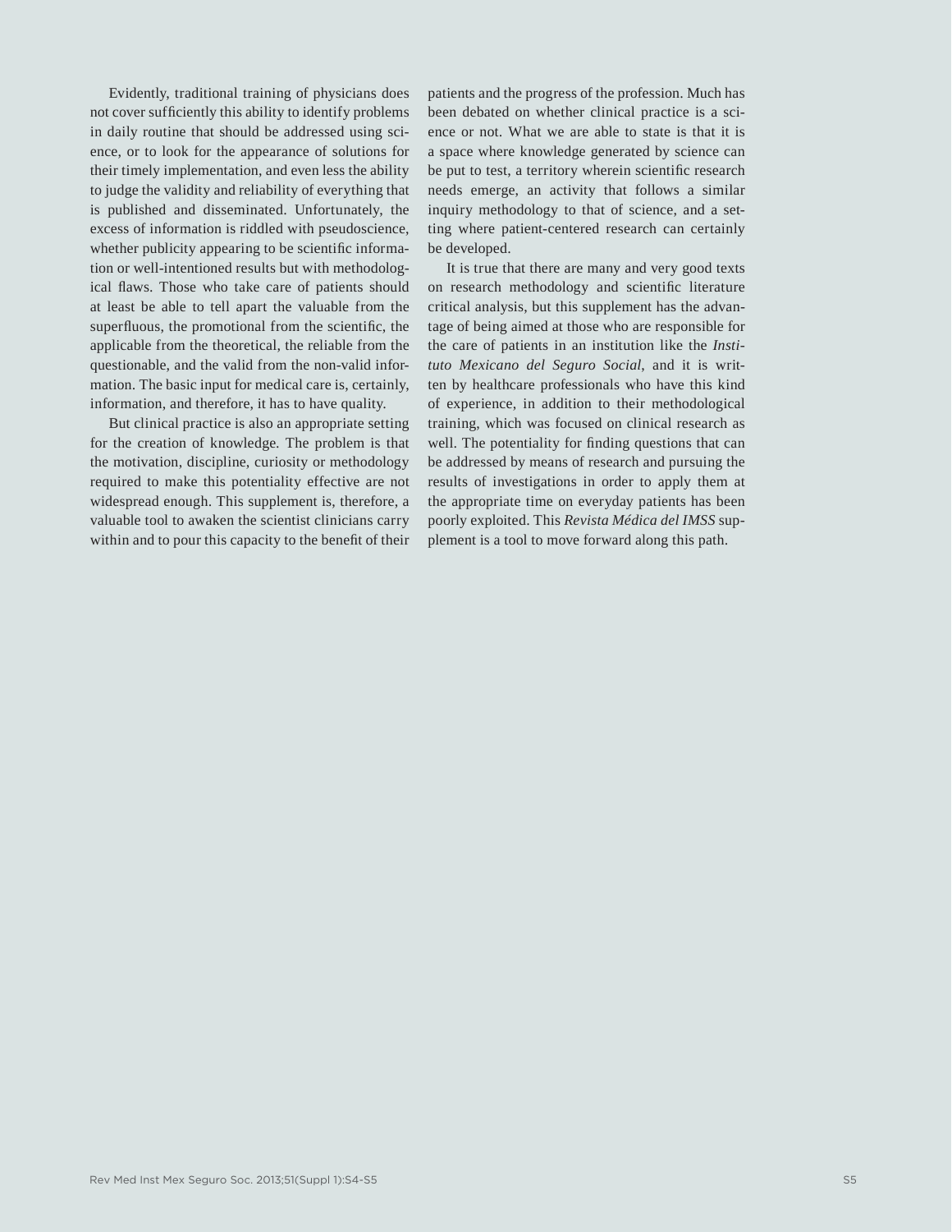Evidently, traditional training of physicians does not cover sufficiently this ability to identify problems in daily routine that should be addressed using science, or to look for the appearance of solutions for their timely implementation, and even less the ability to judge the validity and reliability of everything that is published and disseminated. Unfortunately, the excess of information is riddled with pseudoscience, whether publicity appearing to be scientific information or well-intentioned results but with methodological flaws. Those who take care of patients should at least be able to tell apart the valuable from the superfluous, the promotional from the scientific, the applicable from the theoretical, the reliable from the questionable, and the valid from the non-valid information. The basic input for medical care is, certainly, information, and therefore, it has to have quality.

But clinical practice is also an appropriate setting for the creation of knowledge. The problem is that the motivation, discipline, curiosity or methodology required to make this potentiality effective are not widespread enough. This supplement is, therefore, a valuable tool to awaken the scientist clinicians carry within and to pour this capacity to the benefit of their patients and the progress of the profession. Much has been debated on whether clinical practice is a science or not. What we are able to state is that it is a space where knowledge generated by science can be put to test, a territory wherein scientific research needs emerge, an activity that follows a similar inquiry methodology to that of science, and a setting where patient-centered research can certainly be developed.

It is true that there are many and very good texts on research methodology and scientific literature critical analysis, but this supplement has the advantage of being aimed at those who are responsible for the care of patients in an institution like the *Instituto Mexicano del Seguro Social*, and it is written by healthcare professionals who have this kind of experience, in addition to their methodological training, which was focused on clinical research as well. The potentiality for finding questions that can be addressed by means of research and pursuing the results of investigations in order to apply them at the appropriate time on everyday patients has been poorly exploited. This *Revista Médica del IMSS* supplement is a tool to move forward along this path.